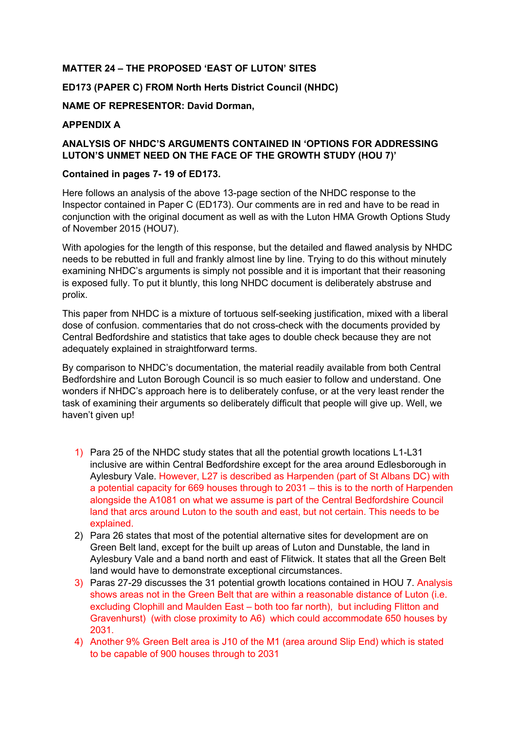**MATTER 24 – THE PROPOSED 'EAST OF LUTON' SITES**

**ED173 (PAPER C) FROM North Herts District Council (NHDC)**

**NAME OF REPRESENTOR: David Dorman,**

**APPENDIX A**

**ANALYSIS OF NHDC'S ARGUMENTS CONTAINED IN 'OPTIONS FOR ADDRESSING LUTON'S UNMET NEED ON THE FACE OF THE GROWTH STUDY (HOU 7)'**

**Contained in pages 7- 19 of ED173.**

Here follows an analysis of the above 13-page section of the NHDC response to the Inspector contained in Paper C (ED173). Our comments are in red and have to be read in conjunction with the original document as well as with the Luton HMA Growth Options Study of November 2015 (HOU7).

With apologies for the length of this response, but the detailed and flawed analysis by NHDC needs to be rebutted in full and frankly almost line by line. Trying to do this without minutely examining NHDC's arguments is simply not possible and it is important that their reasoning is exposed fully. To put it bluntly, this long NHDC document is deliberately abstruse and prolix.

This paper from NHDC is a mixture of tortuous self-seeking justification, mixed with a liberal dose of confusion. commentaries that do not cross-check with the documents provided by Central Bedfordshire and statistics that take ages to double check because they are not adequately explained in straightforward terms.

By comparison to NHDC's documentation, the material readily available from both Central Bedfordshire and Luton Borough Council is so much easier to follow and understand. One wonders if NHDC's approach here is to deliberately confuse, or at the very least render the task of examining their arguments so deliberately difficult that people will give up. Well, we haven't given up!

1) Para 25 of the NHDC study states that all the potential growth locations L1-L31 inclusive are within Central Bedfordshire except for the area around Edlesborough in Aylesbury Vale. However, L27 is described as Harpenden (part of St Albans DC) with a potential capacity for 669 houses through to 2031 – this is to the north of Harpenden alongside the A1081 on what we assume is part of the Central Bedfordshire Council land that arcs around Luton to the south and east, but not certain. This needs to be explained.
2) Para 26 states that most of the potential alternative sites for development are on Green Belt land, except for the built up areas of Luton and Dunstable, the land in Aylesbury Vale and a band north and east of Flitwick. It states that all the Green Belt land would have to demonstrate exceptional circumstances.
3) Paras 27-29 discusses the 31 potential growth locations contained in HOU 7. Analysis shows areas not in the Green Belt that are within a reasonable distance of Luton (i.e. excluding Clophill and Maulden East – both too far north), but including Flitton and Gravenhurst) (with close proximity to A6) which could accommodate 650 houses by 2031.
4) Another 9% Green Belt area is J10 of the M1 (area around Slip End) which is stated to be capable of 900 houses through to 2031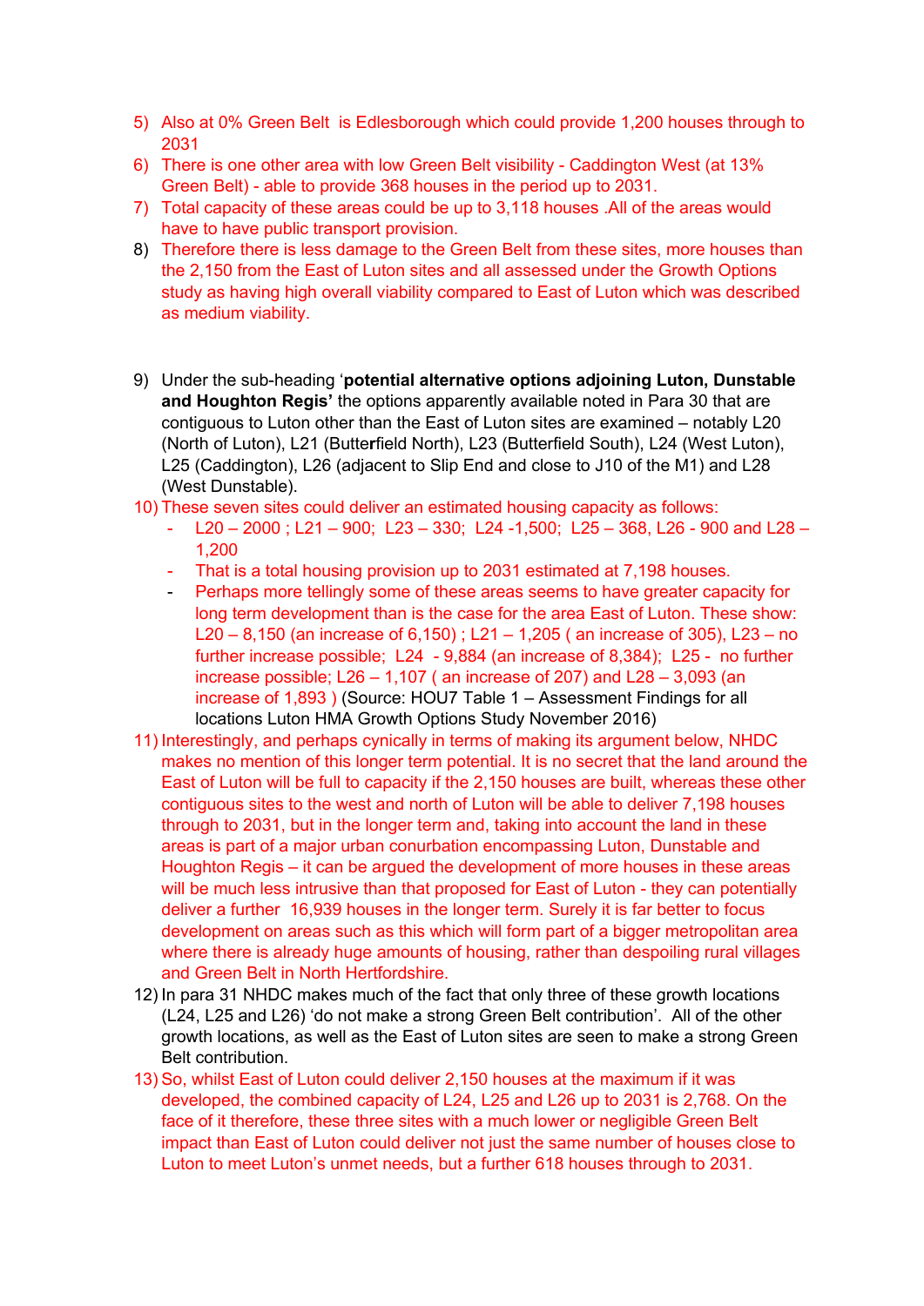5) Also at 0% Green Belt is Edlesborough which could provide 1,200 houses through to 2031
6) There is one other area with low Green Belt visibility - Caddington West (at 13% Green Belt) - able to provide 368 houses in the period up to 2031.
7) Total capacity of these areas could be up to 3,118 houses .All of the areas would have to have public transport provision.
8) Therefore there is less damage to the Green Belt from these sites, more houses than the 2,150 from the East of Luton sites and all assessed under the Growth Options study as having high overall viability compared to East of Luton which was described as medium viability.

9) Under the sub-heading '**potential alternative options adjoining Luton, Dunstable and Houghton Regis'** the options apparently available noted in Para 30 that are contiguous to Luton other than the East of Luton sites are examined – notably L20 (North of Luton), L21 (Butterfield North), L23 (Butterfield South), L24 (West Luton), L25 (Caddington), L26 (adjacent to Slip End and close to J10 of the M1) and L28 (West Dunstable).
10) These seven sites could deliver an estimated housing capacity as follows:
    - L20 – 2000 ; L21 – 900; L23 – 330; L24 -1,500; L25 – 368, L26 - 900 and L28 – 1,200
    - That is a total housing provision up to 2031 estimated at 7,198 houses.
    - Perhaps more tellingly some of these areas seems to have greater capacity for long term development than is the case for the area East of Luton. These show: L20 – 8,150 (an increase of 6,150) ; L21 – 1,205 ( an increase of 305), L23 – no further increase possible; L24 - 9,884 (an increase of 8,384); L25 - no further increase possible; L26 – 1,107 ( an increase of 207) and L28 – 3,093 (an increase of 1,893 ) (Source: HOU7 Table 1 – Assessment Findings for all locations Luton HMA Growth Options Study November 2016)
11) Interestingly, and perhaps cynically in terms of making its argument below, NHDC makes no mention of this longer term potential. It is no secret that the land around the East of Luton will be full to capacity if the 2,150 houses are built, whereas these other contiguous sites to the west and north of Luton will be able to deliver 7,198 houses through to 2031, but in the longer term and, taking into account the land in these areas is part of a major urban conurbation encompassing Luton, Dunstable and Houghton Regis – it can be argued the development of more houses in these areas will be much less intrusive than that proposed for East of Luton - they can potentially deliver a further 16,939 houses in the longer term. Surely it is far better to focus development on areas such as this which will form part of a bigger metropolitan area where there is already huge amounts of housing, rather than despoiling rural villages and Green Belt in North Hertfordshire.
12) In para 31 NHDC makes much of the fact that only three of these growth locations (L24, L25 and L26) 'do not make a strong Green Belt contribution'. All of the other growth locations, as well as the East of Luton sites are seen to make a strong Green Belt contribution.
13) So, whilst East of Luton could deliver 2,150 houses at the maximum if it was developed, the combined capacity of L24, L25 and L26 up to 2031 is 2,768. On the face of it therefore, these three sites with a much lower or negligible Green Belt impact than East of Luton could deliver not just the same number of houses close to Luton to meet Luton's unmet needs, but a further 618 houses through to 2031.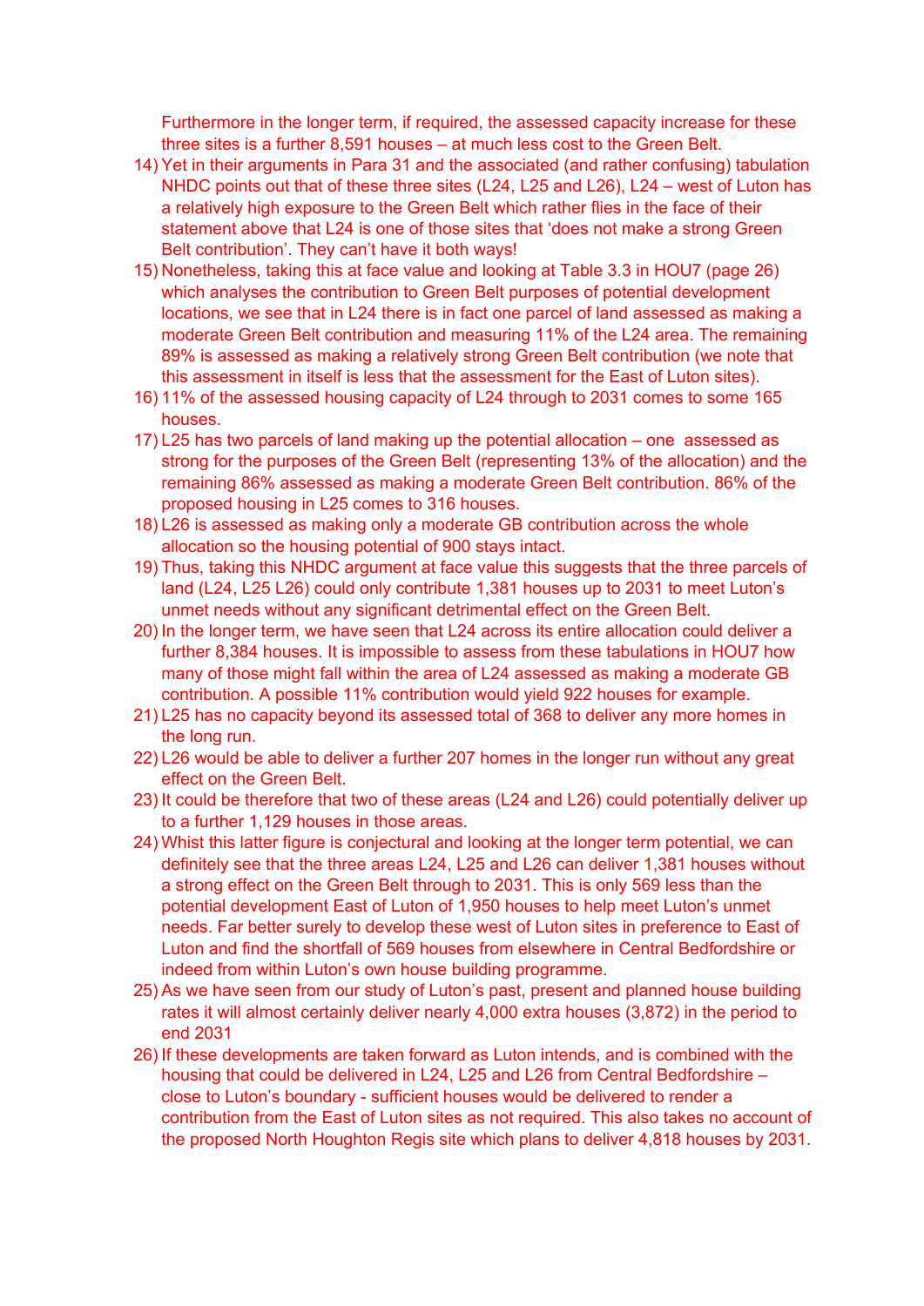Furthermore in the longer term, if required, the assessed capacity increase for these three sites is a further 8,591 houses – at much less cost to the Green Belt.

14) Yet in their arguments in Para 31 and the associated (and rather confusing) tabulation NHDC points out that of these three sites (L24, L25 and L26), L24 – west of Luton has a relatively high exposure to the Green Belt which rather flies in the face of their statement above that L24 is one of those sites that 'does not make a strong Green Belt contribution'. They can't have it both ways!
15) Nonetheless, taking this at face value and looking at Table 3.3 in HOU7 (page 26) which analyses the contribution to Green Belt purposes of potential development locations, we see that in L24 there is in fact one parcel of land assessed as making a moderate Green Belt contribution and measuring 11% of the L24 area. The remaining 89% is assessed as making a relatively strong Green Belt contribution (we note that this assessment in itself is less that the assessment for the East of Luton sites).
16) 11% of the assessed housing capacity of L24 through to 2031 comes to some 165 houses.
17) L25 has two parcels of land making up the potential allocation – one assessed as strong for the purposes of the Green Belt (representing 13% of the allocation) and the remaining 86% assessed as making a moderate Green Belt contribution. 86% of the proposed housing in L25 comes to 316 houses.
18) L26 is assessed as making only a moderate GB contribution across the whole allocation so the housing potential of 900 stays intact.
19) Thus, taking this NHDC argument at face value this suggests that the three parcels of land (L24, L25 L26) could only contribute 1,381 houses up to 2031 to meet Luton's unmet needs without any significant detrimental effect on the Green Belt.
20) In the longer term, we have seen that L24 across its entire allocation could deliver a further 8,384 houses. It is impossible to assess from these tabulations in HOU7 how many of those might fall within the area of L24 assessed as making a moderate GB contribution. A possible 11% contribution would yield 922 houses for example.
21) L25 has no capacity beyond its assessed total of 368 to deliver any more homes in the long run.
22) L26 would be able to deliver a further 207 homes in the longer run without any great effect on the Green Belt.
23) It could be therefore that two of these areas (L24 and L26) could potentially deliver up to a further 1,129 houses in those areas.
24) Whist this latter figure is conjectural and looking at the longer term potential, we can definitely see that the three areas L24, L25 and L26 can deliver 1,381 houses without a strong effect on the Green Belt through to 2031. This is only 569 less than the potential development East of Luton of 1,950 houses to help meet Luton's unmet needs. Far better surely to develop these west of Luton sites in preference to East of Luton and find the shortfall of 569 houses from elsewhere in Central Bedfordshire or indeed from within Luton's own house building programme.
25) As we have seen from our study of Luton's past, present and planned house building rates it will almost certainly deliver nearly 4,000 extra houses (3,872) in the period to end 2031
26) If these developments are taken forward as Luton intends, and is combined with the housing that could be delivered in L24, L25 and L26 from Central Bedfordshire – close to Luton's boundary - sufficient houses would be delivered to render a contribution from the East of Luton sites as not required. This also takes no account of the proposed North Houghton Regis site which plans to deliver 4,818 houses by 2031.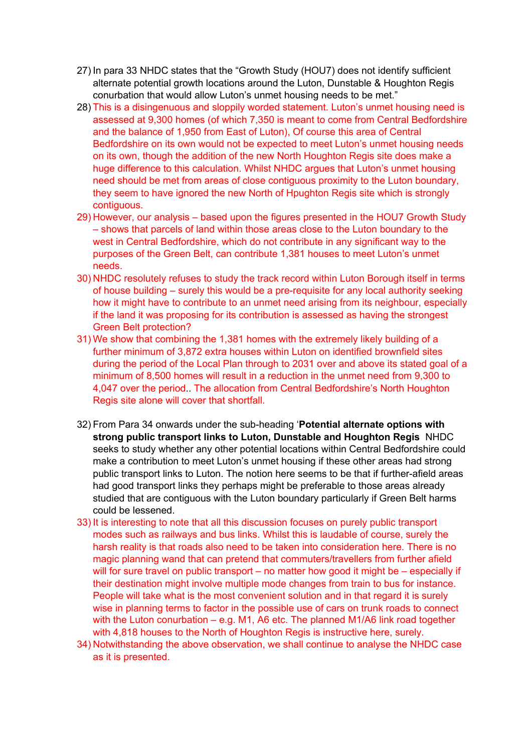27) In para 33 NHDC states that the "Growth Study (HOU7) does not identify sufficient alternate potential growth locations around the Luton, Dunstable & Houghton Regis conurbation that would allow Luton's unmet housing needs to be met."
28) This is a disingenuous and sloppily worded statement. Luton's unmet housing need is assessed at 9,300 homes (of which 7,350 is meant to come from Central Bedfordshire and the balance of 1,950 from East of Luton), Of course this area of Central Bedfordshire on its own would not be expected to meet Luton's unmet housing needs on its own, though the addition of the new North Houghton Regis site does make a huge difference to this calculation. Whilst NHDC argues that Luton's unmet housing need should be met from areas of close contiguous proximity to the Luton boundary, they seem to have ignored the new North of Hpughton Regis site which is strongly contiguous.
29) However, our analysis – based upon the figures presented in the HOU7 Growth Study – shows that parcels of land within those areas close to the Luton boundary to the west in Central Bedfordshire, which do not contribute in any significant way to the purposes of the Green Belt, can contribute 1,381 houses to meet Luton's unmet needs.
30) NHDC resolutely refuses to study the track record within Luton Borough itself in terms of house building – surely this would be a pre-requisite for any local authority seeking how it might have to contribute to an unmet need arising from its neighbour, especially if the land it was proposing for its contribution is assessed as having the strongest Green Belt protection?
31) We show that combining the 1,381 homes with the extremely likely building of a further minimum of 3,872 extra houses within Luton on identified brownfield sites during the period of the Local Plan through to 2031 over and above its stated goal of a minimum of 8,500 homes will result in a reduction in the unmet need from 9,300 to 4,047 over the period.. The allocation from Central Bedfordshire's North Houghton Regis site alone will cover that shortfall.

32) From Para 34 onwards under the sub-heading '**Potential alternate options with strong public transport links to Luton, Dunstable and Houghton Regis** NHDC seeks to study whether any other potential locations within Central Bedfordshire could make a contribution to meet Luton's unmet housing if these other areas had strong public transport links to Luton. The notion here seems to be that if further-afield areas had good transport links they perhaps might be preferable to those areas already studied that are contiguous with the Luton boundary particularly if Green Belt harms could be lessened.
33) It is interesting to note that all this discussion focuses on purely public transport modes such as railways and bus links. Whilst this is laudable of course, surely the harsh reality is that roads also need to be taken into consideration here. There is no magic planning wand that can pretend that commuters/travellers from further afield will for sure travel on public transport – no matter how good it might be – especially if their destination might involve multiple mode changes from train to bus for instance. People will take what is the most convenient solution and in that regard it is surely wise in planning terms to factor in the possible use of cars on trunk roads to connect with the Luton conurbation – e.g. M1, A6 etc. The planned M1/A6 link road together with 4,818 houses to the North of Houghton Regis is instructive here, surely.
34) Notwithstanding the above observation, we shall continue to analyse the NHDC case as it is presented.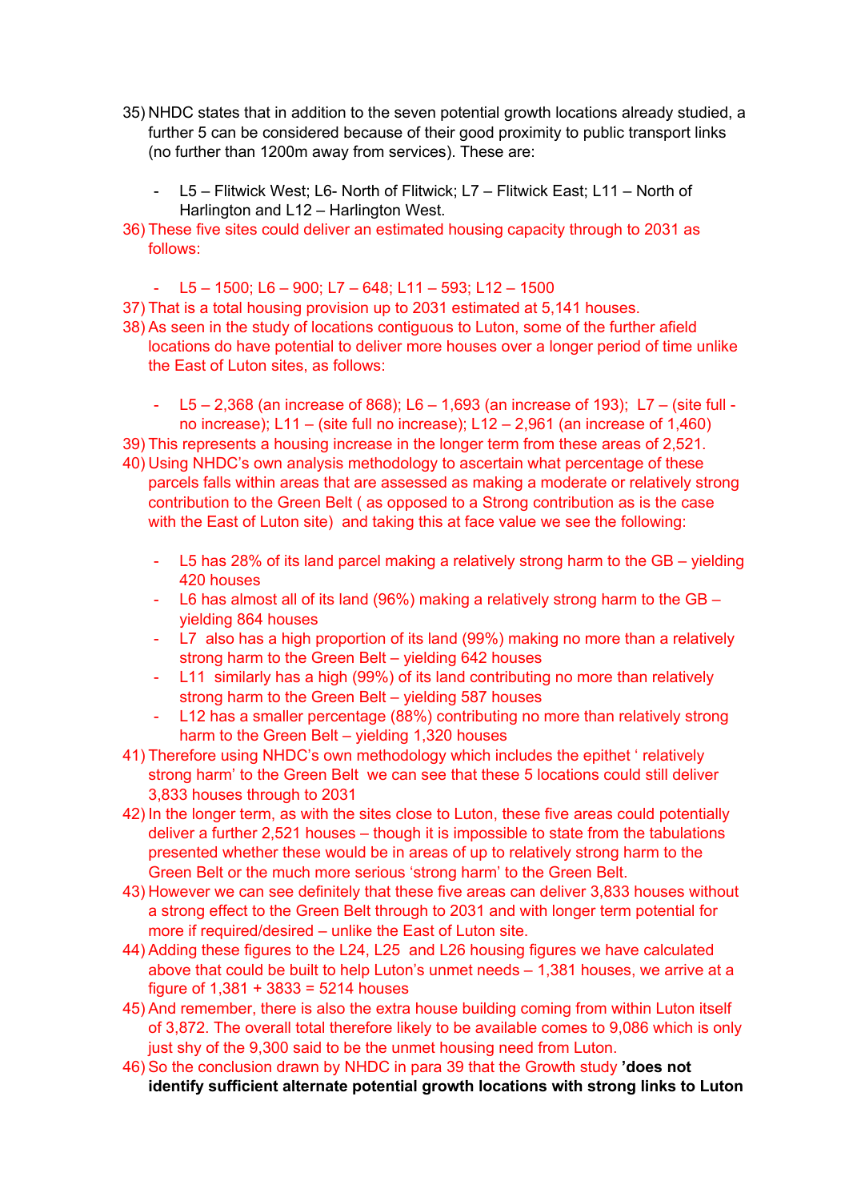35) NHDC states that in addition to the seven potential growth locations already studied, a further 5 can be considered because of their good proximity to public transport links (no further than 1200m away from services). These are:

  - L5 – Flitwick West; L6- North of Flitwick; L7 – Flitwick East; L11 – North of Harlington and L12 – Harlington West.

36) These five sites could deliver an estimated housing capacity through to 2031 as follows:

  - L5 – 1500; L6 – 900; L7 – 648; L11 – 593; L12 – 1500

37) That is a total housing provision up to 2031 estimated at 5,141 houses.

38) As seen in the study of locations contiguous to Luton, some of the further afield locations do have potential to deliver more houses over a longer period of time unlike the East of Luton sites, as follows:

  - L5 – 2,368 (an increase of 868); L6 – 1,693 (an increase of 193); L7 – (site full - no increase); L11 – (site full no increase); L12 – 2,961 (an increase of 1,460)

39) This represents a housing increase in the longer term from these areas of 2,521.

40) Using NHDC's own analysis methodology to ascertain what percentage of these parcels falls within areas that are assessed as making a moderate or relatively strong contribution to the Green Belt ( as opposed to a Strong contribution as is the case with the East of Luton site) and taking this at face value we see the following:

  - L5 has 28% of its land parcel making a relatively strong harm to the GB – yielding 420 houses
  - L6 has almost all of its land (96%) making a relatively strong harm to the GB – yielding 864 houses
  - L7 also has a high proportion of its land (99%) making no more than a relatively strong harm to the Green Belt – yielding 642 houses
  - L11 similarly has a high (99%) of its land contributing no more than relatively strong harm to the Green Belt – yielding 587 houses
  - L12 has a smaller percentage (88%) contributing no more than relatively strong harm to the Green Belt – yielding 1,320 houses

41) Therefore using NHDC's own methodology which includes the epithet ' relatively strong harm' to the Green Belt we can see that these 5 locations could still deliver 3,833 houses through to 2031

42) In the longer term, as with the sites close to Luton, these five areas could potentially deliver a further 2,521 houses – though it is impossible to state from the tabulations presented whether these would be in areas of up to relatively strong harm to the Green Belt or the much more serious 'strong harm' to the Green Belt.

43) However we can see definitely that these five areas can deliver 3,833 houses without a strong effect to the Green Belt through to 2031 and with longer term potential for more if required/desired – unlike the East of Luton site.

44) Adding these figures to the L24, L25 and L26 housing figures we have calculated above that could be built to help Luton's unmet needs – 1,381 houses, we arrive at a figure of 1,381 + 3833 = 5214 houses

45) And remember, there is also the extra house building coming from within Luton itself of 3,872. The overall total therefore likely to be available comes to 9,086 which is only just shy of the 9,300 said to be the unmet housing need from Luton.

46) So the conclusion drawn by NHDC in para 39 that the Growth study **'does not identify sufficient alternate potential growth locations with strong links to Luton**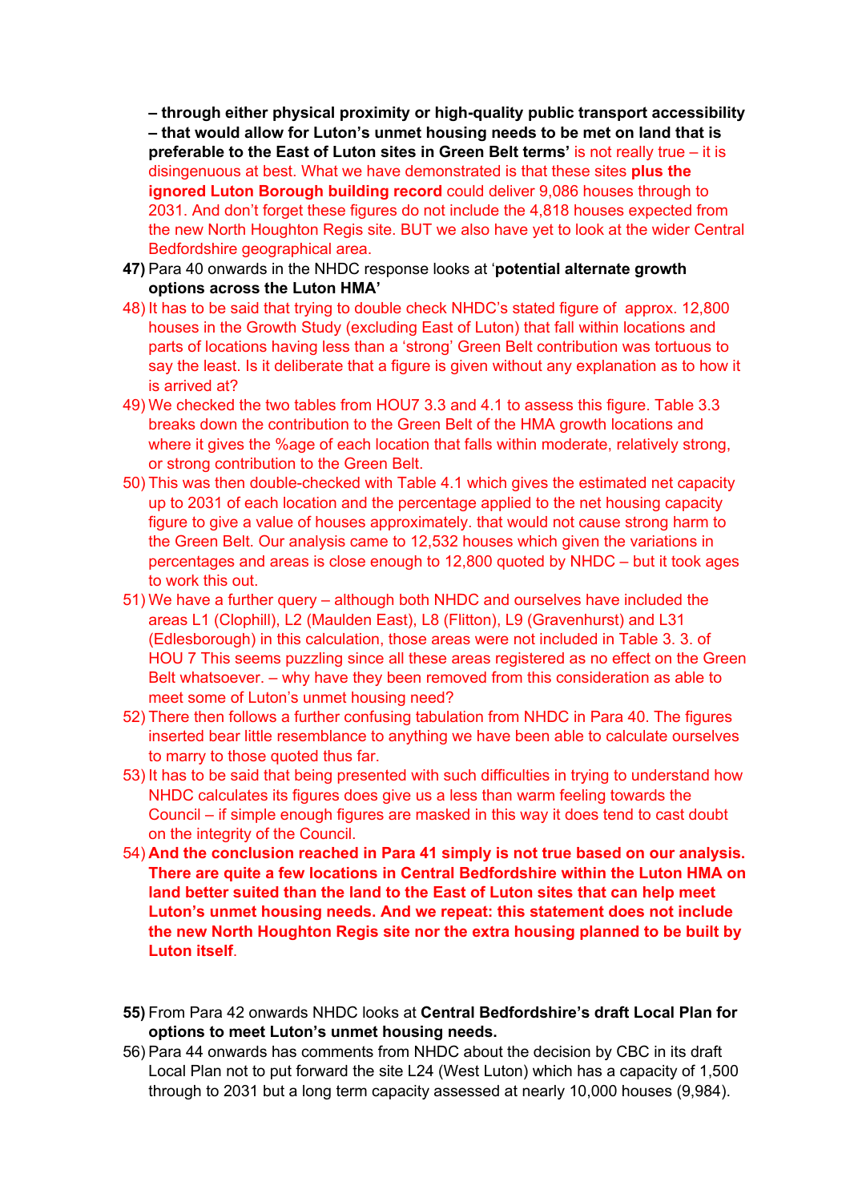**– through either physical proximity or high-quality public transport accessibility – that would allow for Luton's unmet housing needs to be met on land that is preferable to the East of Luton sites in Green Belt terms'** is not really true – it is disingenuous at best. What we have demonstrated is that these sites **plus the ignored Luton Borough building record** could deliver 9,086 houses through to 2031. And don't forget these figures do not include the 4,818 houses expected from the new North Houghton Regis site. BUT we also have yet to look at the wider Central Bedfordshire geographical area.

47) Para 40 onwards in the NHDC response looks at '**potential alternate growth options across the Luton HMA'**

48) It has to be said that trying to double check NHDC's stated figure of approx. 12,800 houses in the Growth Study (excluding East of Luton) that fall within locations and parts of locations having less than a 'strong' Green Belt contribution was tortuous to say the least. Is it deliberate that a figure is given without any explanation as to how it is arrived at?

49) We checked the two tables from HOU7 3.3 and 4.1 to assess this figure. Table 3.3 breaks down the contribution to the Green Belt of the HMA growth locations and where it gives the %age of each location that falls within moderate, relatively strong, or strong contribution to the Green Belt.

50) This was then double-checked with Table 4.1 which gives the estimated net capacity up to 2031 of each location and the percentage applied to the net housing capacity figure to give a value of houses approximately. that would not cause strong harm to the Green Belt. Our analysis came to 12,532 houses which given the variations in percentages and areas is close enough to 12,800 quoted by NHDC – but it took ages to work this out.

51) We have a further query – although both NHDC and ourselves have included the areas L1 (Clophill), L2 (Maulden East), L8 (Flitton), L9 (Gravenhurst) and L31 (Edlesborough) in this calculation, those areas were not included in Table 3. 3. of HOU 7 This seems puzzling since all these areas registered as no effect on the Green Belt whatsoever. – why have they been removed from this consideration as able to meet some of Luton's unmet housing need?

52) There then follows a further confusing tabulation from NHDC in Para 40. The figures inserted bear little resemblance to anything we have been able to calculate ourselves to marry to those quoted thus far.

53) It has to be said that being presented with such difficulties in trying to understand how NHDC calculates its figures does give us a less than warm feeling towards the Council – if simple enough figures are masked in this way it does tend to cast doubt on the integrity of the Council.

54) **And the conclusion reached in Para 41 simply is not true based on our analysis. There are quite a few locations in Central Bedfordshire within the Luton HMA on land better suited than the land to the East of Luton sites that can help meet Luton's unmet housing needs. And we repeat: this statement does not include the new North Houghton Regis site nor the extra housing planned to be built by Luton itself**.

55) From Para 42 onwards NHDC looks at **Central Bedfordshire's draft Local Plan for options to meet Luton's unmet housing needs.**

56) Para 44 onwards has comments from NHDC about the decision by CBC in its draft Local Plan not to put forward the site L24 (West Luton) which has a capacity of 1,500 through to 2031 but a long term capacity assessed at nearly 10,000 houses (9,984).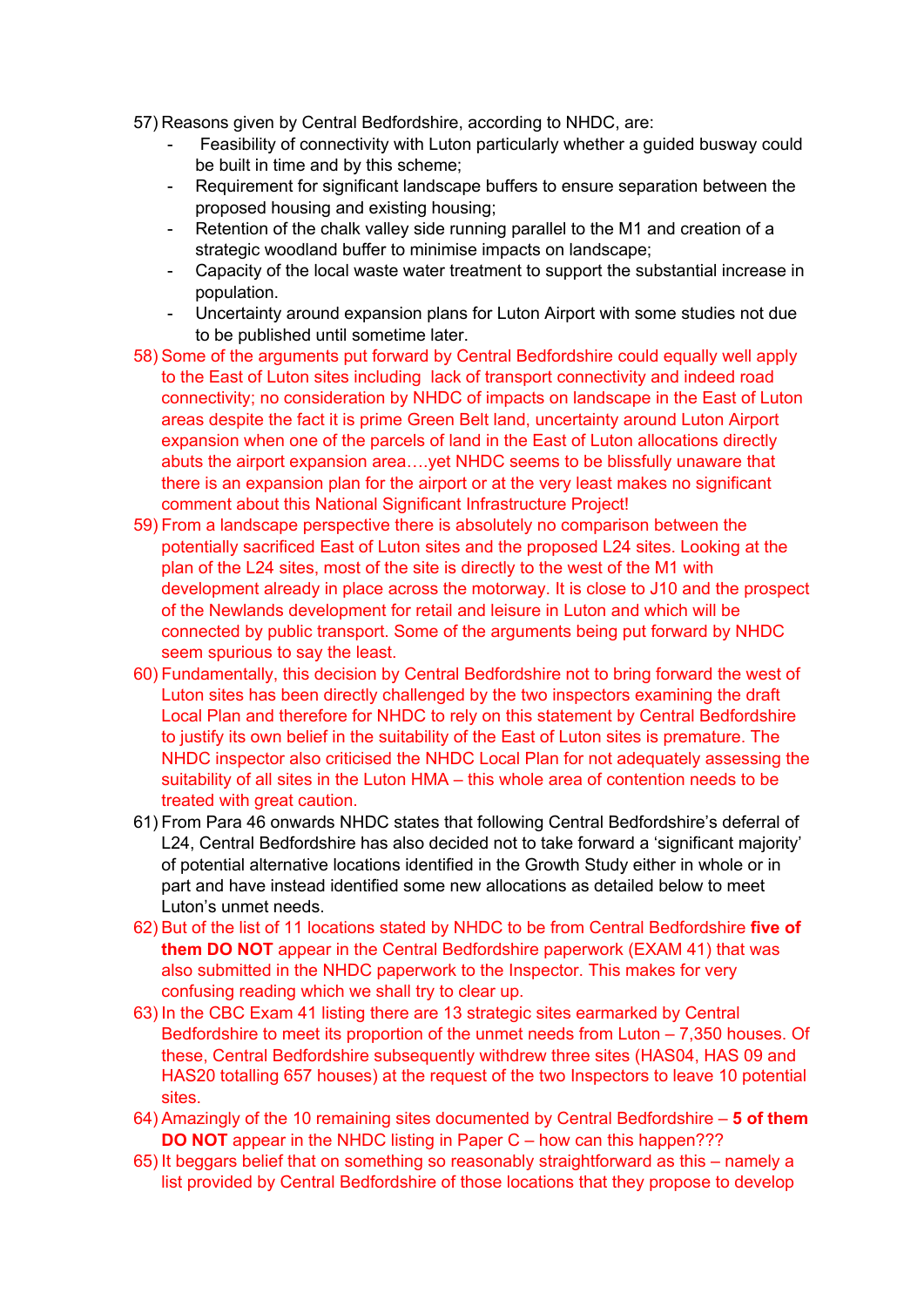57) Reasons given by Central Bedfordshire, according to NHDC, are:
    - Feasibility of connectivity with Luton particularly whether a guided busway could be built in time and by this scheme;
    - Requirement for significant landscape buffers to ensure separation between the proposed housing and existing housing;
    - Retention of the chalk valley side running parallel to the M1 and creation of a strategic woodland buffer to minimise impacts on landscape;
    - Capacity of the local waste water treatment to support the substantial increase in population.
    - Uncertainty around expansion plans for Luton Airport with some studies not due to be published until sometime later.

58) Some of the arguments put forward by Central Bedfordshire could equally well apply to the East of Luton sites including lack of transport connectivity and indeed road connectivity; no consideration by NHDC of impacts on landscape in the East of Luton areas despite the fact it is prime Green Belt land, uncertainty around Luton Airport expansion when one of the parcels of land in the East of Luton allocations directly abuts the airport expansion area….yet NHDC seems to be blissfully unaware that there is an expansion plan for the airport or at the very least makes no significant comment about this National Significant Infrastructure Project!

59) From a landscape perspective there is absolutely no comparison between the potentially sacrificed East of Luton sites and the proposed L24 sites. Looking at the plan of the L24 sites, most of the site is directly to the west of the M1 with development already in place across the motorway. It is close to J10 and the prospect of the Newlands development for retail and leisure in Luton and which will be connected by public transport. Some of the arguments being put forward by NHDC seem spurious to say the least.

60) Fundamentally, this decision by Central Bedfordshire not to bring forward the west of Luton sites has been directly challenged by the two inspectors examining the draft Local Plan and therefore for NHDC to rely on this statement by Central Bedfordshire to justify its own belief in the suitability of the East of Luton sites is premature. The NHDC inspector also criticised the NHDC Local Plan for not adequately assessing the suitability of all sites in the Luton HMA – this whole area of contention needs to be treated with great caution.

61) From Para 46 onwards NHDC states that following Central Bedfordshire's deferral of L24, Central Bedfordshire has also decided not to take forward a 'significant majority' of potential alternative locations identified in the Growth Study either in whole or in part and have instead identified some new allocations as detailed below to meet Luton's unmet needs.

62) But of the list of 11 locations stated by NHDC to be from Central Bedfordshire **five of them DO NOT** appear in the Central Bedfordshire paperwork (EXAM 41) that was also submitted in the NHDC paperwork to the Inspector. This makes for very confusing reading which we shall try to clear up.

63) In the CBC Exam 41 listing there are 13 strategic sites earmarked by Central Bedfordshire to meet its proportion of the unmet needs from Luton – 7,350 houses. Of these, Central Bedfordshire subsequently withdrew three sites (HAS04, HAS 09 and HAS20 totalling 657 houses) at the request of the two Inspectors to leave 10 potential sites.

64) Amazingly of the 10 remaining sites documented by Central Bedfordshire – **5 of them DO NOT** appear in the NHDC listing in Paper C – how can this happen???

65) It beggars belief that on something so reasonably straightforward as this – namely a list provided by Central Bedfordshire of those locations that they propose to develop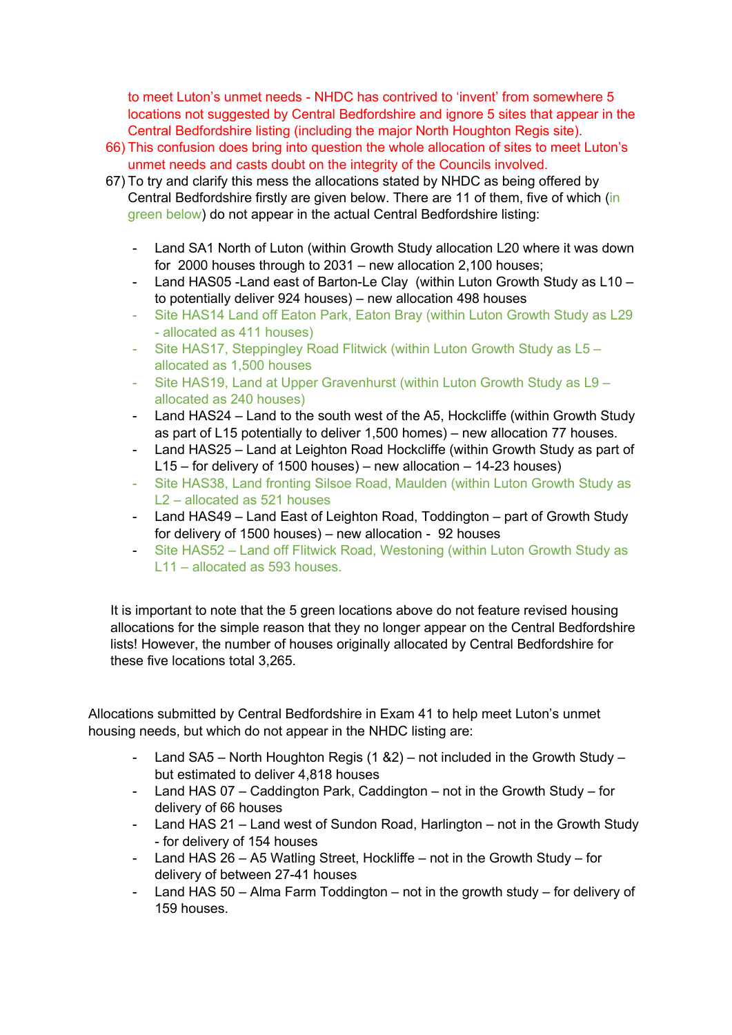to meet Luton's unmet needs - NHDC has contrived to 'invent' from somewhere 5 locations not suggested by Central Bedfordshire and ignore 5 sites that appear in the Central Bedfordshire listing (including the major North Houghton Regis site).

66) This confusion does bring into question the whole allocation of sites to meet Luton's unmet needs and casts doubt on the integrity of the Councils involved.

67) To try and clarify this mess the allocations stated by NHDC as being offered by Central Bedfordshire firstly are given below. There are 11 of them, five of which (in green below) do not appear in the actual Central Bedfordshire listing:

- Land SA1 North of Luton (within Growth Study allocation L20 where it was down for 2000 houses through to 2031 – new allocation 2,100 houses;
- Land HAS05 -Land east of Barton-Le Clay (within Luton Growth Study as L10 – to potentially deliver 924 houses) – new allocation 498 houses
- Site HAS14 Land off Eaton Park, Eaton Bray (within Luton Growth Study as L29 - allocated as 411 houses)
- Site HAS17, Steppingley Road Flitwick (within Luton Growth Study as L5 – allocated as 1,500 houses
- Site HAS19, Land at Upper Gravenhurst (within Luton Growth Study as L9 – allocated as 240 houses)
- Land HAS24 – Land to the south west of the A5, Hockcliffe (within Growth Study as part of L15 potentially to deliver 1,500 homes) – new allocation 77 houses.
- Land HAS25 – Land at Leighton Road Hockcliffe (within Growth Study as part of L15 – for delivery of 1500 houses) – new allocation – 14-23 houses)
- Site HAS38, Land fronting Silsoe Road, Maulden (within Luton Growth Study as L2 – allocated as 521 houses
- Land HAS49 – Land East of Leighton Road, Toddington – part of Growth Study for delivery of 1500 houses) – new allocation - 92 houses
- Site HAS52 – Land off Flitwick Road, Westoning (within Luton Growth Study as L11 – allocated as 593 houses.

It is important to note that the 5 green locations above do not feature revised housing allocations for the simple reason that they no longer appear on the Central Bedfordshire lists! However, the number of houses originally allocated by Central Bedfordshire for these five locations total 3,265.

Allocations submitted by Central Bedfordshire in Exam 41 to help meet Luton's unmet housing needs, but which do not appear in the NHDC listing are:

- Land SA5 – North Houghton Regis (1 &2) – not included in the Growth Study – but estimated to deliver 4,818 houses
- Land HAS 07 – Caddington Park, Caddington – not in the Growth Study – for delivery of 66 houses
- Land HAS 21 – Land west of Sundon Road, Harlington – not in the Growth Study - for delivery of 154 houses
- Land HAS 26 – A5 Watling Street, Hockliffe – not in the Growth Study – for delivery of between 27-41 houses
- Land HAS 50 – Alma Farm Toddington – not in the growth study – for delivery of 159 houses.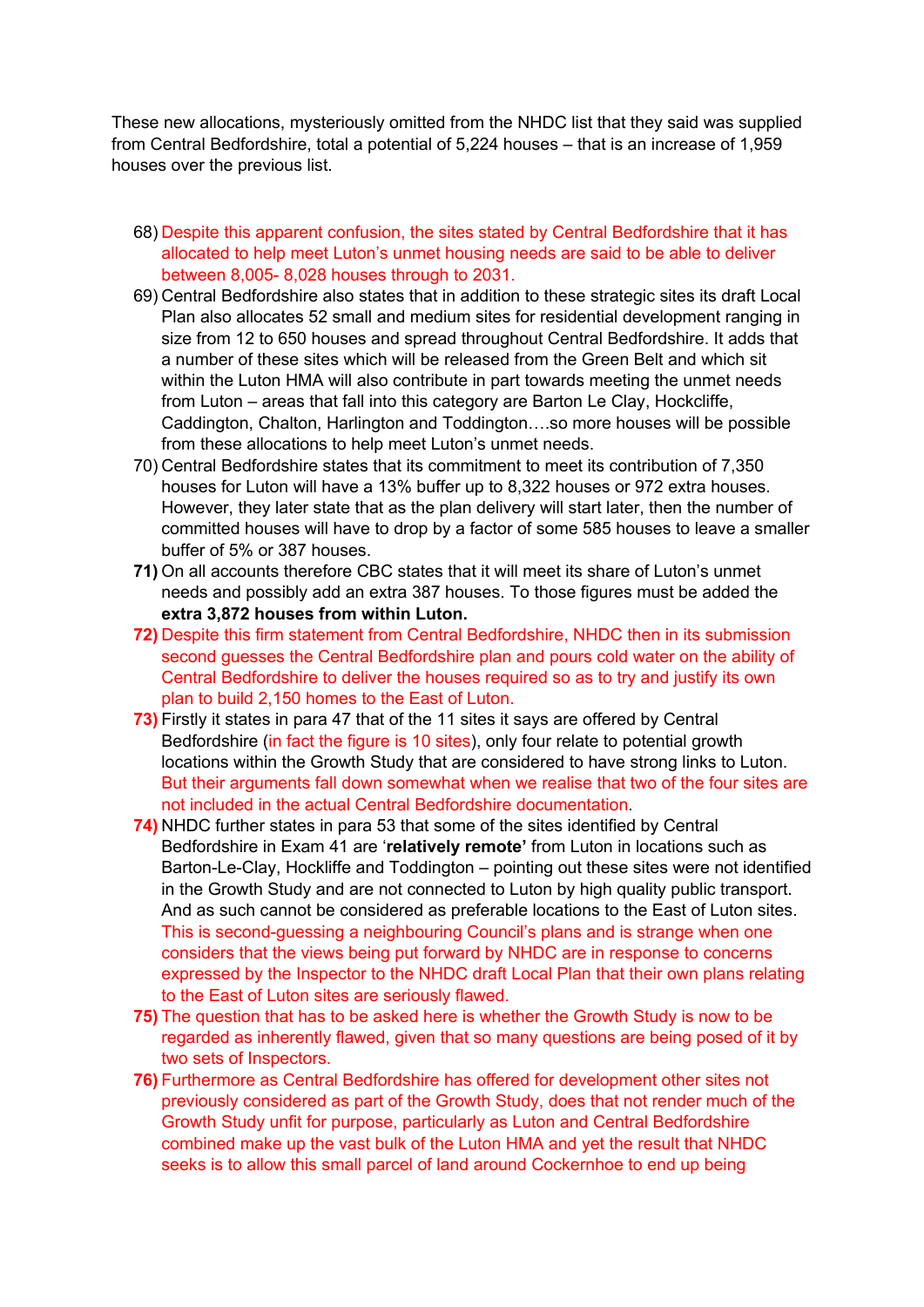These new allocations, mysteriously omitted from the NHDC list that they said was supplied from Central Bedfordshire, total a potential of 5,224 houses – that is an increase of 1,959 houses over the previous list.

68) Despite this apparent confusion, the sites stated by Central Bedfordshire that it has allocated to help meet Luton's unmet housing needs are said to be able to deliver between 8,005- 8,028 houses through to 2031.

69) Central Bedfordshire also states that in addition to these strategic sites its draft Local Plan also allocates 52 small and medium sites for residential development ranging in size from 12 to 650 houses and spread throughout Central Bedfordshire. It adds that a number of these sites which will be released from the Green Belt and which sit within the Luton HMA will also contribute in part towards meeting the unmet needs from Luton – areas that fall into this category are Barton Le Clay, Hockcliffe, Caddington, Chalton, Harlington and Toddington….so more houses will be possible from these allocations to help meet Luton's unmet needs.

70) Central Bedfordshire states that its commitment to meet its contribution of 7,350 houses for Luton will have a 13% buffer up to 8,322 houses or 972 extra houses. However, they later state that as the plan delivery will start later, then the number of committed houses will have to drop by a factor of some 585 houses to leave a smaller buffer of 5% or 387 houses.

**71)** On all accounts therefore CBC states that it will meet its share of Luton's unmet needs and possibly add an extra 387 houses. To those figures must be added the **extra 3,872 houses from within Luton.**

**72)** Despite this firm statement from Central Bedfordshire, NHDC then in its submission second guesses the Central Bedfordshire plan and pours cold water on the ability of Central Bedfordshire to deliver the houses required so as to try and justify its own plan to build 2,150 homes to the East of Luton.

**73)** Firstly it states in para 47 that of the 11 sites it says are offered by Central Bedfordshire (in fact the figure is 10 sites), only four relate to potential growth locations within the Growth Study that are considered to have strong links to Luton. But their arguments fall down somewhat when we realise that two of the four sites are not included in the actual Central Bedfordshire documentation.

**74)** NHDC further states in para 53 that some of the sites identified by Central Bedfordshire in Exam 41 are '**relatively remote'** from Luton in locations such as Barton-Le-Clay, Hockliffe and Toddington – pointing out these sites were not identified in the Growth Study and are not connected to Luton by high quality public transport. And as such cannot be considered as preferable locations to the East of Luton sites. This is second-guessing a neighbouring Council's plans and is strange when one considers that the views being put forward by NHDC are in response to concerns expressed by the Inspector to the NHDC draft Local Plan that their own plans relating to the East of Luton sites are seriously flawed.

**75)** The question that has to be asked here is whether the Growth Study is now to be regarded as inherently flawed, given that so many questions are being posed of it by two sets of Inspectors.

**76)** Furthermore as Central Bedfordshire has offered for development other sites not previously considered as part of the Growth Study, does that not render much of the Growth Study unfit for purpose, particularly as Luton and Central Bedfordshire combined make up the vast bulk of the Luton HMA and yet the result that NHDC seeks is to allow this small parcel of land around Cockernhoe to end up being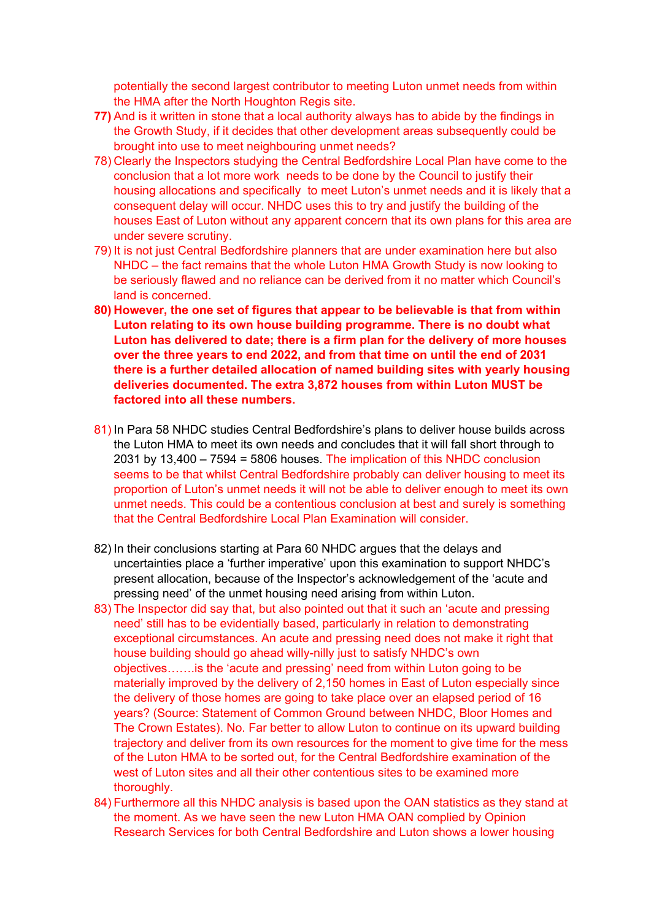potentially the second largest contributor to meeting Luton unmet needs from within the HMA after the North Houghton Regis site.

77) And is it written in stone that a local authority always has to abide by the findings in the Growth Study, if it decides that other development areas subsequently could be brought into use to meet neighbouring unmet needs?

78) Clearly the Inspectors studying the Central Bedfordshire Local Plan have come to the conclusion that a lot more work needs to be done by the Council to justify their housing allocations and specifically to meet Luton's unmet needs and it is likely that a consequent delay will occur. NHDC uses this to try and justify the building of the houses East of Luton without any apparent concern that its own plans for this area are under severe scrutiny.

79) It is not just Central Bedfordshire planners that are under examination here but also NHDC – the fact remains that the whole Luton HMA Growth Study is now looking to be seriously flawed and no reliance can be derived from it no matter which Council's land is concerned.

80) **However, the one set of figures that appear to be believable is that from within Luton relating to its own house building programme. There is no doubt what Luton has delivered to date; there is a firm plan for the delivery of more houses over the three years to end 2022, and from that time on until the end of 2031 there is a further detailed allocation of named building sites with yearly housing deliveries documented. The extra 3,872 houses from within Luton MUST be factored into all these numbers.**

81) In Para 58 NHDC studies Central Bedfordshire's plans to deliver house builds across the Luton HMA to meet its own needs and concludes that it will fall short through to 2031 by 13,400 – 7594 = 5806 houses. The implication of this NHDC conclusion seems to be that whilst Central Bedfordshire probably can deliver housing to meet its proportion of Luton's unmet needs it will not be able to deliver enough to meet its own unmet needs. This could be a contentious conclusion at best and surely is something that the Central Bedfordshire Local Plan Examination will consider.

82) In their conclusions starting at Para 60 NHDC argues that the delays and uncertainties place a 'further imperative' upon this examination to support NHDC's present allocation, because of the Inspector's acknowledgement of the 'acute and pressing need' of the unmet housing need arising from within Luton.

83) The Inspector did say that, but also pointed out that it such an 'acute and pressing need' still has to be evidentially based, particularly in relation to demonstrating exceptional circumstances. An acute and pressing need does not make it right that house building should go ahead willy-nilly just to satisfy NHDC's own objectives…….is the 'acute and pressing' need from within Luton going to be materially improved by the delivery of 2,150 homes in East of Luton especially since the delivery of those homes are going to take place over an elapsed period of 16 years? (Source: Statement of Common Ground between NHDC, Bloor Homes and The Crown Estates). No. Far better to allow Luton to continue on its upward building trajectory and deliver from its own resources for the moment to give time for the mess of the Luton HMA to be sorted out, for the Central Bedfordshire examination of the west of Luton sites and all their other contentious sites to be examined more thoroughly.

84) Furthermore all this NHDC analysis is based upon the OAN statistics as they stand at the moment. As we have seen the new Luton HMA OAN complied by Opinion Research Services for both Central Bedfordshire and Luton shows a lower housing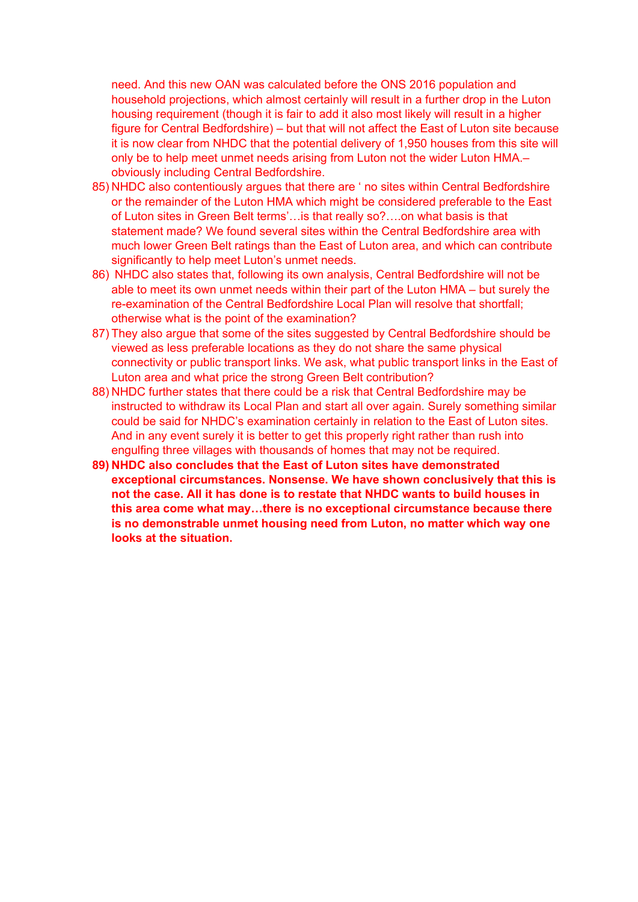need. And this new OAN was calculated before the ONS 2016 population and household projections, which almost certainly will result in a further drop in the Luton housing requirement (though it is fair to add it also most likely will result in a higher figure for Central Bedfordshire) – but that will not affect the East of Luton site because it is now clear from NHDC that the potential delivery of 1,950 houses from this site will only be to help meet unmet needs arising from Luton not the wider Luton HMA.– obviously including Central Bedfordshire.

85) NHDC also contentiously argues that there are ' no sites within Central Bedfordshire or the remainder of the Luton HMA which might be considered preferable to the East of Luton sites in Green Belt terms'…is that really so?….on what basis is that statement made? We found several sites within the Central Bedfordshire area with much lower Green Belt ratings than the East of Luton area, and which can contribute significantly to help meet Luton's unmet needs.

86) NHDC also states that, following its own analysis, Central Bedfordshire will not be able to meet its own unmet needs within their part of the Luton HMA – but surely the re-examination of the Central Bedfordshire Local Plan will resolve that shortfall; otherwise what is the point of the examination?

87) They also argue that some of the sites suggested by Central Bedfordshire should be viewed as less preferable locations as they do not share the same physical connectivity or public transport links. We ask, what public transport links in the East of Luton area and what price the strong Green Belt contribution?

88) NHDC further states that there could be a risk that Central Bedfordshire may be instructed to withdraw its Local Plan and start all over again. Surely something similar could be said for NHDC's examination certainly in relation to the East of Luton sites. And in any event surely it is better to get this properly right rather than rush into engulfing three villages with thousands of homes that may not be required.

**89) NHDC also concludes that the East of Luton sites have demonstrated exceptional circumstances. Nonsense. We have shown conclusively that this is not the case. All it has done is to restate that NHDC wants to build houses in this area come what may…there is no exceptional circumstance because there is no demonstrable unmet housing need from Luton, no matter which way one looks at the situation.**